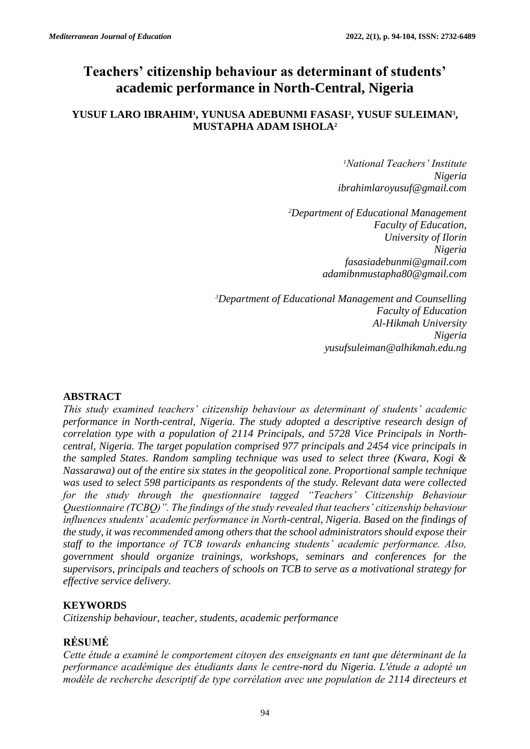# Teachers' citizenship behaviour as determinant of students' academic performance in North-Central, Nigeria

**YUSUF LARO IBRAHIM[1], YUNUSA ADEBUNMI FASASI[2], YUSUF SULEIMAN[3], MUSTAPHA ADAM ISHOLA[2]**

*[1]National Teachers' Institute*
*Nigeria*
*ibrahimlaroyusuf@gmail.com*

*[2]Department of Educational Management*
*Faculty of Education,*
*University of Ilorin*
*Nigeria*
*fasasiadebunmi@gmail.com*
*adamibnmustapha80@gmail.com*

*[3]Department of Educational Management and Counselling*
*Faculty of Education*
*Al-Hikmah University*
*Nigeria*
*yusufsuleiman@alhikmah.edu.ng*

## ABSTRACT

*This study examined teachers' citizenship behaviour as determinant of students' academic performance in North-central, Nigeria. The study adopted a descriptive research design of correlation type with a population of 2114 Principals, and 5728 Vice Principals in North-central, Nigeria. The target population comprised 977 principals and 2454 vice principals in the sampled States. Random sampling technique was used to select three (Kwara, Kogi & Nassarawa) out of the entire six states in the geopolitical zone. Proportional sample technique was used to select 598 participants as respondents of the study. Relevant data were collected for the study through the questionnaire tagged "Teachers' Citizenship Behaviour Questionnaire (TCBQ)". The findings of the study revealed that teachers' citizenship behaviour influences students' academic performance in North-central, Nigeria. Based on the findings of the study, it was recommended among others that the school administrators should expose their staff to the importance of TCB towards enhancing students' academic performance. Also, government should organize trainings, workshops, seminars and conferences for the supervisors, principals and teachers of schools on TCB to serve as a motivational strategy for effective service delivery.*

## KEYWORDS

*Citizenship behaviour, teacher, students, academic performance*

## RÉSUMÉ

*Cette étude a examiné le comportement citoyen des enseignants en tant que déterminant de la performance académique des étudiants dans le centre-nord du Nigeria. L'étude a adopté un modèle de recherche descriptif de type corrélation avec une population de 2114 directeurs et*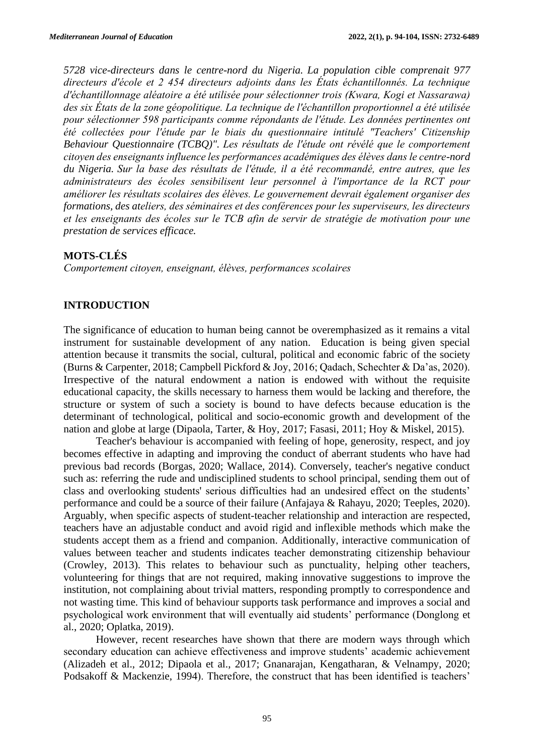*5728 vice-directeurs dans le centre-nord du Nigeria. La population cible comprenait 977 directeurs d'école et 2 454 directeurs adjoints dans les États échantillonnés. La technique d'échantillonnage aléatoire a été utilisée pour sélectionner trois (Kwara, Kogi et Nassarawa) des six États de la zone géopolitique. La technique de l'échantillon proportionnel a été utilisée pour sélectionner 598 participants comme répondants de l'étude. Les données pertinentes ont été collectées pour l'étude par le biais du questionnaire intitulé "Teachers' Citizenship Behaviour Questionnaire (TCBQ)". Les résultats de l'étude ont révélé que le comportement citoyen des enseignants influence les performances académiques des élèves dans le centre-nord du Nigeria. Sur la base des résultats de l'étude, il a été recommandé, entre autres, que les administrateurs des écoles sensibilisent leur personnel à l'importance de la RCT pour améliorer les résultats scolaires des élèves. Le gouvernement devrait également organiser des formations, des ateliers, des séminaires et des conférences pour les superviseurs, les directeurs et les enseignants des écoles sur le TCB afin de servir de stratégie de motivation pour une prestation de services efficace.*

**MOTS-CLÉS**

*Comportement citoyen, enseignant, élèves, performances scolaires*

## INTRODUCTION

The significance of education to human being cannot be overemphasized as it remains a vital instrument for sustainable development of any nation. Education is being given special attention because it transmits the social, cultural, political and economic fabric of the society (Burns & Carpenter, 2018; Campbell Pickford & Joy, 2016; Qadach, Schechter & Da'as, 2020). Irrespective of the natural endowment a nation is endowed with without the requisite educational capacity, the skills necessary to harness them would be lacking and therefore, the structure or system of such a society is bound to have defects because education is the determinant of technological, political and socio-economic growth and development of the nation and globe at large (Dipaola, Tarter, & Hoy, 2017; Fasasi, 2011; Hoy & Miskel, 2015).

Teacher's behaviour is accompanied with feeling of hope, generosity, respect, and joy becomes effective in adapting and improving the conduct of aberrant students who have had previous bad records (Borgas, 2020; Wallace, 2014). Conversely, teacher's negative conduct such as: referring the rude and undisciplined students to school principal, sending them out of class and overlooking students' serious difficulties had an undesired effect on the students' performance and could be a source of their failure (Anfajaya & Rahayu, 2020; Teeples, 2020). Arguably, when specific aspects of student-teacher relationship and interaction are respected, teachers have an adjustable conduct and avoid rigid and inflexible methods which make the students accept them as a friend and companion. Additionally, interactive communication of values between teacher and students indicates teacher demonstrating citizenship behaviour (Crowley, 2013). This relates to behaviour such as punctuality, helping other teachers, volunteering for things that are not required, making innovative suggestions to improve the institution, not complaining about trivial matters, responding promptly to correspondence and not wasting time. This kind of behaviour supports task performance and improves a social and psychological work environment that will eventually aid students' performance (Donglong et al., 2020; Oplatka, 2019).

However, recent researches have shown that there are modern ways through which secondary education can achieve effectiveness and improve students' academic achievement (Alizadeh et al., 2012; Dipaola et al., 2017; Gnanarajan, Kengatharan, & Velnampy, 2020; Podsakoff & Mackenzie, 1994). Therefore, the construct that has been identified is teachers'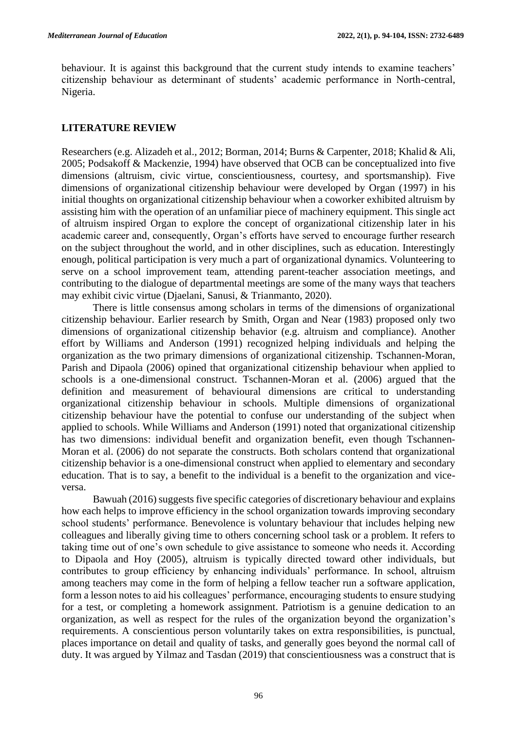behaviour. It is against this background that the current study intends to examine teachers' citizenship behaviour as determinant of students' academic performance in North-central, Nigeria.

## LITERATURE REVIEW

Researchers (e.g. Alizadeh et al., 2012; Borman, 2014; Burns & Carpenter, 2018; Khalid & Ali, 2005; Podsakoff & Mackenzie, 1994) have observed that OCB can be conceptualized into five dimensions (altruism, civic virtue, conscientiousness, courtesy, and sportsmanship). Five dimensions of organizational citizenship behaviour were developed by Organ (1997) in his initial thoughts on organizational citizenship behaviour when a coworker exhibited altruism by assisting him with the operation of an unfamiliar piece of machinery equipment. This single act of altruism inspired Organ to explore the concept of organizational citizenship later in his academic career and, consequently, Organ's efforts have served to encourage further research on the subject throughout the world, and in other disciplines, such as education. Interestingly enough, political participation is very much a part of organizational dynamics. Volunteering to serve on a school improvement team, attending parent-teacher association meetings, and contributing to the dialogue of departmental meetings are some of the many ways that teachers may exhibit civic virtue (Djaelani, Sanusi, & Trianmanto, 2020).

There is little consensus among scholars in terms of the dimensions of organizational citizenship behaviour. Earlier research by Smith, Organ and Near (1983) proposed only two dimensions of organizational citizenship behavior (e.g. altruism and compliance). Another effort by Williams and Anderson (1991) recognized helping individuals and helping the organization as the two primary dimensions of organizational citizenship. Tschannen-Moran, Parish and Dipaola (2006) opined that organizational citizenship behaviour when applied to schools is a one-dimensional construct. Tschannen-Moran et al. (2006) argued that the definition and measurement of behavioural dimensions are critical to understanding organizational citizenship behaviour in schools. Multiple dimensions of organizational citizenship behaviour have the potential to confuse our understanding of the subject when applied to schools. While Williams and Anderson (1991) noted that organizational citizenship has two dimensions: individual benefit and organization benefit, even though Tschannen-Moran et al. (2006) do not separate the constructs. Both scholars contend that organizational citizenship behavior is a one-dimensional construct when applied to elementary and secondary education. That is to say, a benefit to the individual is a benefit to the organization and vice-versa.

Bawuah (2016) suggests five specific categories of discretionary behaviour and explains how each helps to improve efficiency in the school organization towards improving secondary school students' performance. Benevolence is voluntary behaviour that includes helping new colleagues and liberally giving time to others concerning school task or a problem. It refers to taking time out of one's own schedule to give assistance to someone who needs it. According to Dipaola and Hoy (2005), altruism is typically directed toward other individuals, but contributes to group efficiency by enhancing individuals' performance. In school, altruism among teachers may come in the form of helping a fellow teacher run a software application, form a lesson notes to aid his colleagues' performance, encouraging students to ensure studying for a test, or completing a homework assignment. Patriotism is a genuine dedication to an organization, as well as respect for the rules of the organization beyond the organization's requirements. A conscientious person voluntarily takes on extra responsibilities, is punctual, places importance on detail and quality of tasks, and generally goes beyond the normal call of duty. It was argued by Yilmaz and Tasdan (2019) that conscientiousness was a construct that is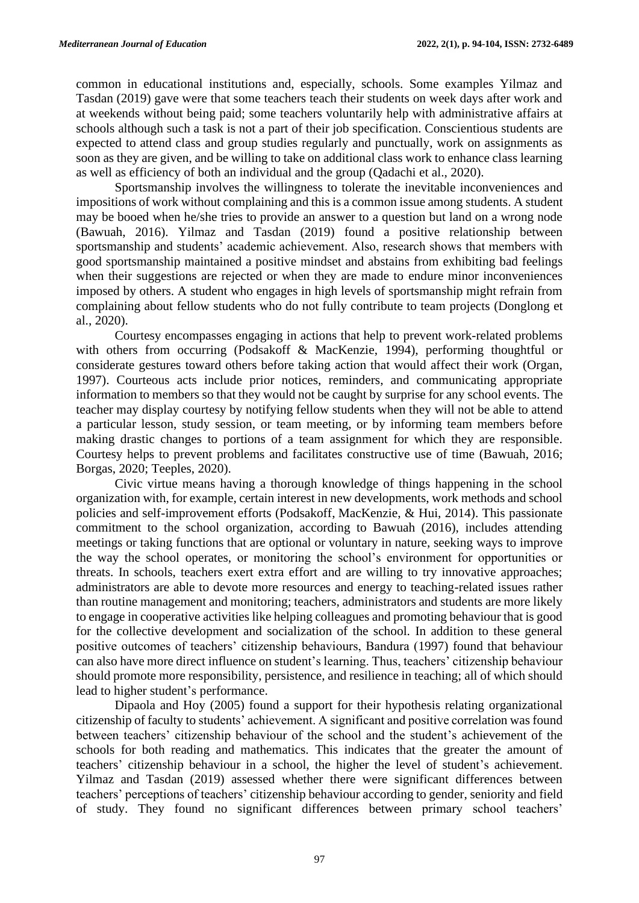common in educational institutions and, especially, schools. Some examples Yilmaz and Tasdan (2019) gave were that some teachers teach their students on week days after work and at weekends without being paid; some teachers voluntarily help with administrative affairs at schools although such a task is not a part of their job specification. Conscientious students are expected to attend class and group studies regularly and punctually, work on assignments as soon as they are given, and be willing to take on additional class work to enhance class learning as well as efficiency of both an individual and the group (Qadachi et al., 2020).

Sportsmanship involves the willingness to tolerate the inevitable inconveniences and impositions of work without complaining and this is a common issue among students. A student may be booed when he/she tries to provide an answer to a question but land on a wrong node (Bawuah, 2016). Yilmaz and Tasdan (2019) found a positive relationship between sportsmanship and students' academic achievement. Also, research shows that members with good sportsmanship maintained a positive mindset and abstains from exhibiting bad feelings when their suggestions are rejected or when they are made to endure minor inconveniences imposed by others. A student who engages in high levels of sportsmanship might refrain from complaining about fellow students who do not fully contribute to team projects (Donglong et al., 2020).

Courtesy encompasses engaging in actions that help to prevent work-related problems with others from occurring (Podsakoff & MacKenzie, 1994), performing thoughtful or considerate gestures toward others before taking action that would affect their work (Organ, 1997). Courteous acts include prior notices, reminders, and communicating appropriate information to members so that they would not be caught by surprise for any school events. The teacher may display courtesy by notifying fellow students when they will not be able to attend a particular lesson, study session, or team meeting, or by informing team members before making drastic changes to portions of a team assignment for which they are responsible. Courtesy helps to prevent problems and facilitates constructive use of time (Bawuah, 2016; Borgas, 2020; Teeples, 2020).

Civic virtue means having a thorough knowledge of things happening in the school organization with, for example, certain interest in new developments, work methods and school policies and self-improvement efforts (Podsakoff, MacKenzie, & Hui, 2014). This passionate commitment to the school organization, according to Bawuah (2016), includes attending meetings or taking functions that are optional or voluntary in nature, seeking ways to improve the way the school operates, or monitoring the school's environment for opportunities or threats. In schools, teachers exert extra effort and are willing to try innovative approaches; administrators are able to devote more resources and energy to teaching-related issues rather than routine management and monitoring; teachers, administrators and students are more likely to engage in cooperative activities like helping colleagues and promoting behaviour that is good for the collective development and socialization of the school. In addition to these general positive outcomes of teachers' citizenship behaviours, Bandura (1997) found that behaviour can also have more direct influence on student's learning. Thus, teachers' citizenship behaviour should promote more responsibility, persistence, and resilience in teaching; all of which should lead to higher student's performance.

Dipaola and Hoy (2005) found a support for their hypothesis relating organizational citizenship of faculty to students' achievement. A significant and positive correlation was found between teachers' citizenship behaviour of the school and the student's achievement of the schools for both reading and mathematics. This indicates that the greater the amount of teachers' citizenship behaviour in a school, the higher the level of student's achievement. Yilmaz and Tasdan (2019) assessed whether there were significant differences between teachers' perceptions of teachers' citizenship behaviour according to gender, seniority and field of study. They found no significant differences between primary school teachers'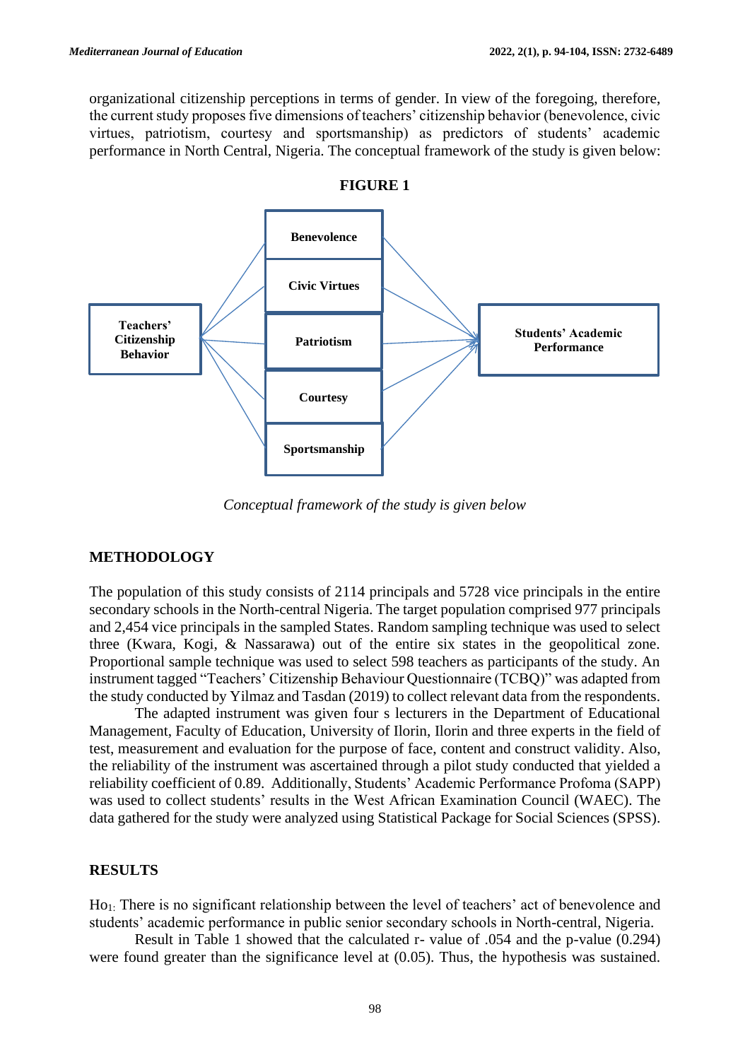organizational citizenship perceptions in terms of gender. In view of the foregoing, therefore, the current study proposes five dimensions of teachers' citizenship behavior (benevolence, civic virtues, patriotism, courtesy and sportsmanship) as predictors of students' academic performance in North Central, Nigeria. The conceptual framework of the study is given below:

**FIGURE 1**

Teachers' Citizenship Behavior

Benevolence

Civic Virtues

Patriotism

Courtesy

Sportsmanship

Students' Academic Performance

*Conceptual framework of the study is given below*

## METHODOLOGY

The population of this study consists of 2114 principals and 5728 vice principals in the entire secondary schools in the North-central Nigeria. The target population comprised 977 principals and 2,454 vice principals in the sampled States. Random sampling technique was used to select three (Kwara, Kogi, & Nassarawa) out of the entire six states in the geopolitical zone. Proportional sample technique was used to select 598 teachers as participants of the study. An instrument tagged "Teachers' Citizenship Behaviour Questionnaire (TCBQ)" was adapted from the study conducted by Yilmaz and Tasdan (2019) to collect relevant data from the respondents.

The adapted instrument was given four s lecturers in the Department of Educational Management, Faculty of Education, University of Ilorin, Ilorin and three experts in the field of test, measurement and evaluation for the purpose of face, content and construct validity. Also, the reliability of the instrument was ascertained through a pilot study conducted that yielded a reliability coefficient of 0.89. Additionally, Students' Academic Performance Profoma (SAPP) was used to collect students' results in the West African Examination Council (WAEC). The data gathered for the study were analyzed using Statistical Package for Social Sciences (SPSS).

## RESULTS

$Ho_{1:}$ There is no significant relationship between the level of teachers' act of benevolence and students' academic performance in public senior secondary schools in North-central, Nigeria.

Result in Table 1 showed that the calculated r- value of .054 and the p-value (0.294) were found greater than the significance level at (0.05). Thus, the hypothesis was sustained.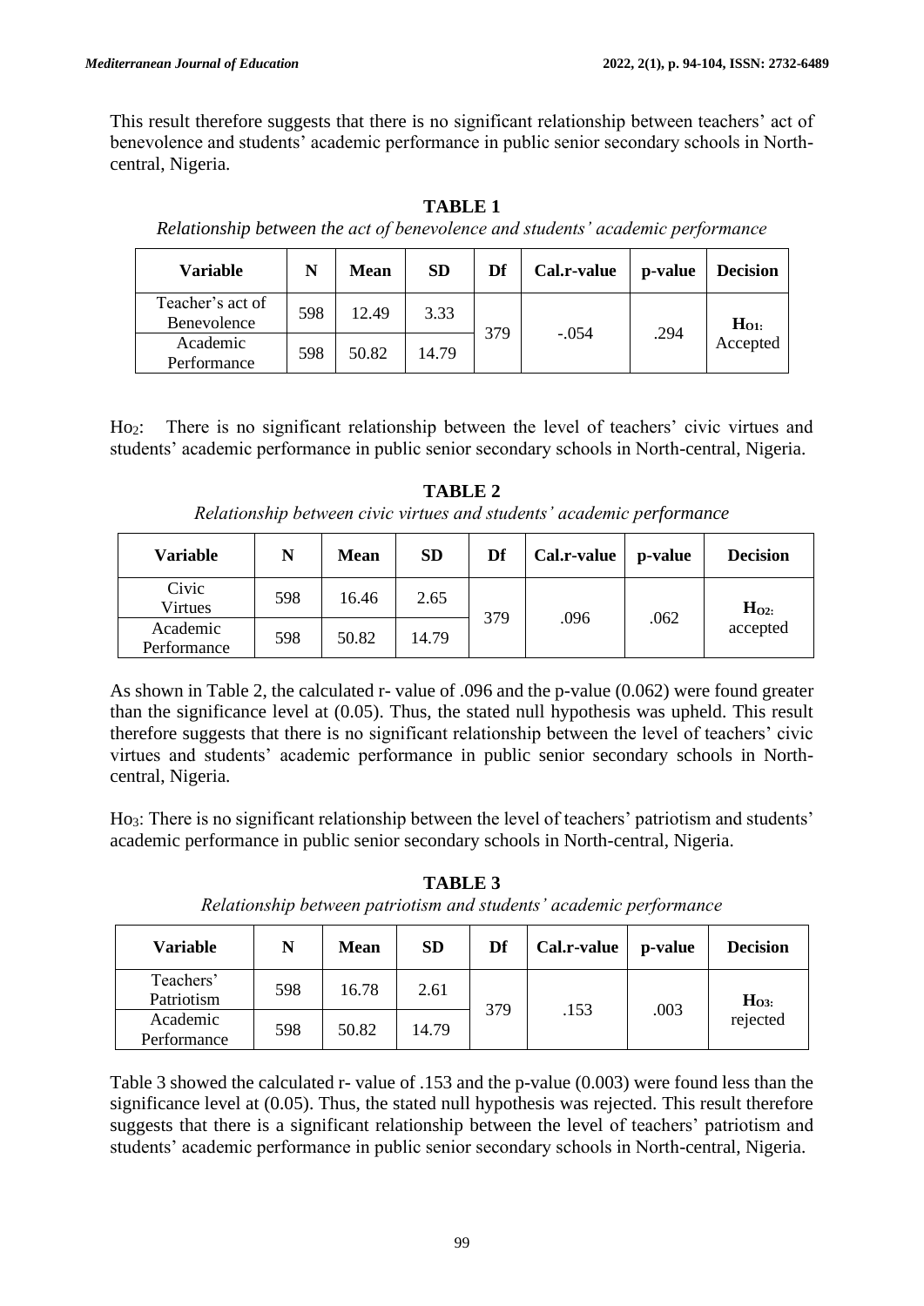This result therefore suggests that there is no significant relationship between teachers' act of benevolence and students' academic performance in public senior secondary schools in North-central, Nigeria.

**TABLE 1**

*Relationship between the act of benevolence and students' academic performance*

| Variable | N | Mean | SD | Df | Cal.r-value | p-value | Decision |
|---|---|---|---|---|---|---|---|
| Teacher's act of Benevolence | 598 | 12.49 | 3.33 | 379 | -.054 | .294 | **$H_{O1}$:** Accepted |
| Academic Performance | 598 | 50.82 | 14.79 | | | | |

$Ho_2$: There is no significant relationship between the level of teachers' civic virtues and students' academic performance in public senior secondary schools in North-central, Nigeria.

**TABLE 2**

*Relationship between civic virtues and students' academic performance*

| Variable | N | Mean | SD | Df | Cal.r-value | p-value | Decision |
|---|---|---|---|---|---|---|---|
| Civic Virtues | 598 | 16.46 | 2.65 | 379 | .096 | .062 | **$H_{O2}$:** accepted |
| Academic Performance | 598 | 50.82 | 14.79 | | | | |

As shown in Table 2, the calculated r- value of .096 and the p-value (0.062) were found greater than the significance level at (0.05). Thus, the stated null hypothesis was upheld. This result therefore suggests that there is no significant relationship between the level of teachers' civic virtues and students' academic performance in public senior secondary schools in North-central, Nigeria.

$Ho_3$: There is no significant relationship between the level of teachers' patriotism and students' academic performance in public senior secondary schools in North-central, Nigeria.

**TABLE 3**

*Relationship between patriotism and students' academic performance*

| Variable | N | Mean | SD | Df | Cal.r-value | p-value | Decision |
|---|---|---|---|---|---|---|---|
| Teachers' Patriotism | 598 | 16.78 | 2.61 | 379 | .153 | .003 | **$H_{O3}$:** rejected |
| Academic Performance | 598 | 50.82 | 14.79 | | | | |

Table 3 showed the calculated r- value of .153 and the p-value (0.003) were found less than the significance level at (0.05). Thus, the stated null hypothesis was rejected. This result therefore suggests that there is a significant relationship between the level of teachers' patriotism and students' academic performance in public senior secondary schools in North-central, Nigeria.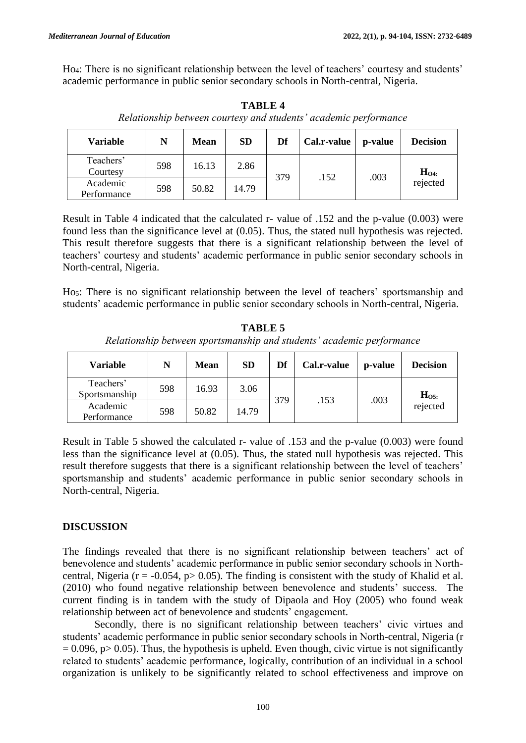$H_{O4}$: There is no significant relationship between the level of teachers' courtesy and students' academic performance in public senior secondary schools in North-central, Nigeria.

**TABLE 4**

*Relationship between courtesy and students' academic performance*

| Variable | N | Mean | SD | Df | Cal.r-value | p-value | Decision |
|---|---|---|---|---|---|---|---|
| Teachers' Courtesy | 598 | 16.13 | 2.86 | 379 | .152 | .003 | $H_{O4}$: rejected |
| Academic Performance | 598 | 50.82 | 14.79 | | | | |

Result in Table 4 indicated that the calculated r- value of .152 and the p-value (0.003) were found less than the significance level at (0.05). Thus, the stated null hypothesis was rejected. This result therefore suggests that there is a significant relationship between the level of teachers' courtesy and students' academic performance in public senior secondary schools in North-central, Nigeria.

$H_{O5}$: There is no significant relationship between the level of teachers' sportsmanship and students' academic performance in public senior secondary schools in North-central, Nigeria.

**TABLE 5**

*Relationship between sportsmanship and students' academic performance*

| Variable | N | Mean | SD | Df | Cal.r-value | p-value | Decision |
|---|---|---|---|---|---|---|---|
| Teachers' Sportsmanship | 598 | 16.93 | 3.06 | 379 | .153 | .003 | $H_{O5}$: rejected |
| Academic Performance | 598 | 50.82 | 14.79 | | | | |

Result in Table 5 showed the calculated r- value of .153 and the p-value (0.003) were found less than the significance level at (0.05). Thus, the stated null hypothesis was rejected. This result therefore suggests that there is a significant relationship between the level of teachers' sportsmanship and students' academic performance in public senior secondary schools in North-central, Nigeria.

## DISCUSSION

The findings revealed that there is no significant relationship between teachers' act of benevolence and students' academic performance in public senior secondary schools in North-central, Nigeria ($r = -0.054$, $p > 0.05$). The finding is consistent with the study of Khalid et al. (2010) who found negative relationship between benevolence and students' success. The current finding is in tandem with the study of Dipaola and Hoy (2005) who found weak relationship between act of benevolence and students' engagement.

Secondly, there is no significant relationship between teachers' civic virtues and students' academic performance in public senior secondary schools in North-central, Nigeria ($r = 0.096$, $p > 0.05$). Thus, the hypothesis is upheld. Even though, civic virtue is not significantly related to students' academic performance, logically, contribution of an individual in a school organization is unlikely to be significantly related to school effectiveness and improve on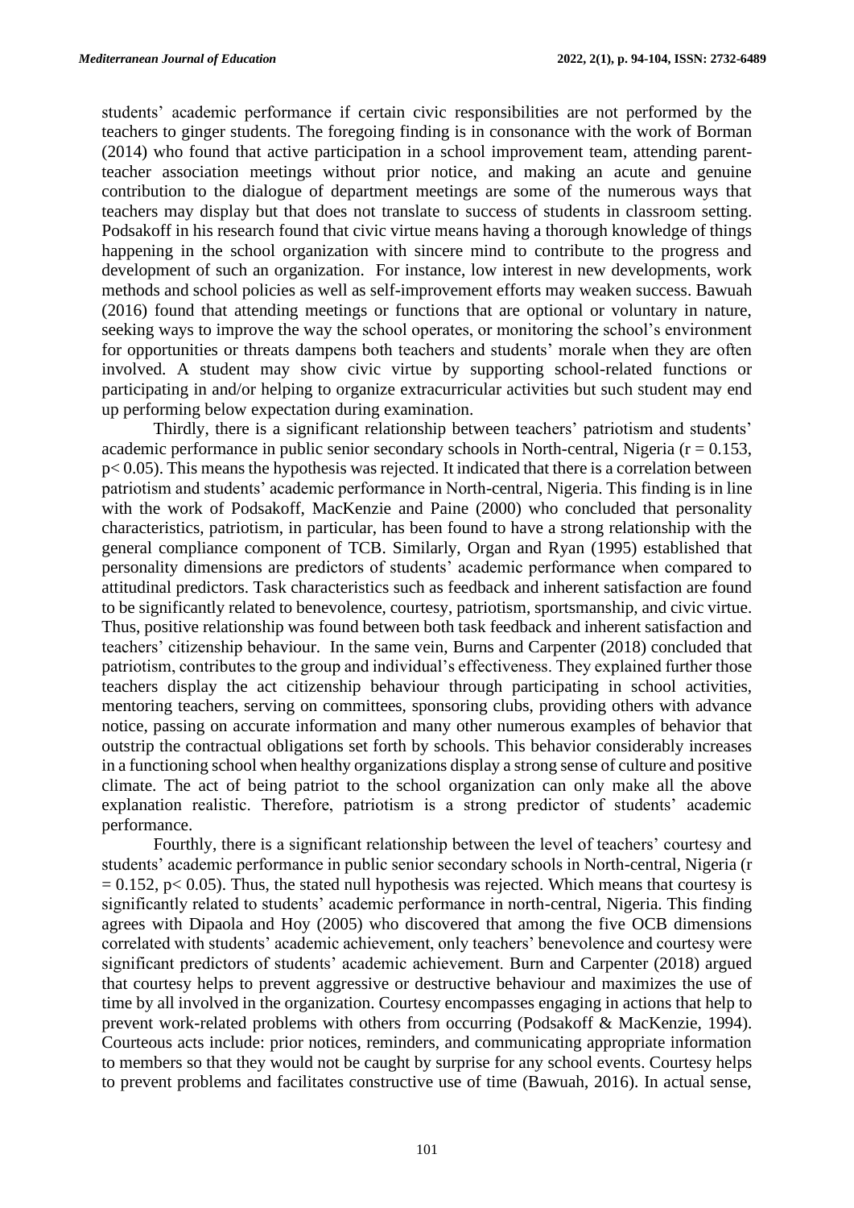students' academic performance if certain civic responsibilities are not performed by the teachers to ginger students. The foregoing finding is in consonance with the work of Borman (2014) who found that active participation in a school improvement team, attending parent-teacher association meetings without prior notice, and making an acute and genuine contribution to the dialogue of department meetings are some of the numerous ways that teachers may display but that does not translate to success of students in classroom setting. Podsakoff in his research found that civic virtue means having a thorough knowledge of things happening in the school organization with sincere mind to contribute to the progress and development of such an organization. For instance, low interest in new developments, work methods and school policies as well as self-improvement efforts may weaken success. Bawuah (2016) found that attending meetings or functions that are optional or voluntary in nature, seeking ways to improve the way the school operates, or monitoring the school's environment for opportunities or threats dampens both teachers and students' morale when they are often involved. A student may show civic virtue by supporting school-related functions or participating in and/or helping to organize extracurricular activities but such student may end up performing below expectation during examination.

Thirdly, there is a significant relationship between teachers' patriotism and students' academic performance in public senior secondary schools in North-central, Nigeria ($r = 0.153$, $p < 0.05$). This means the hypothesis was rejected. It indicated that there is a correlation between patriotism and students' academic performance in North-central, Nigeria. This finding is in line with the work of Podsakoff, MacKenzie and Paine (2000) who concluded that personality characteristics, patriotism, in particular, has been found to have a strong relationship with the general compliance component of TCB. Similarly, Organ and Ryan (1995) established that personality dimensions are predictors of students' academic performance when compared to attitudinal predictors. Task characteristics such as feedback and inherent satisfaction are found to be significantly related to benevolence, courtesy, patriotism, sportsmanship, and civic virtue. Thus, positive relationship was found between both task feedback and inherent satisfaction and teachers' citizenship behaviour. In the same vein, Burns and Carpenter (2018) concluded that patriotism, contributes to the group and individual's effectiveness. They explained further those teachers display the act citizenship behaviour through participating in school activities, mentoring teachers, serving on committees, sponsoring clubs, providing others with advance notice, passing on accurate information and many other numerous examples of behavior that outstrip the contractual obligations set forth by schools. This behavior considerably increases in a functioning school when healthy organizations display a strong sense of culture and positive climate. The act of being patriot to the school organization can only make all the above explanation realistic. Therefore, patriotism is a strong predictor of students' academic performance.

Fourthly, there is a significant relationship between the level of teachers' courtesy and students' academic performance in public senior secondary schools in North-central, Nigeria ($r = 0.152$, $p < 0.05$). Thus, the stated null hypothesis was rejected. Which means that courtesy is significantly related to students' academic performance in north-central, Nigeria. This finding agrees with Dipaola and Hoy (2005) who discovered that among the five OCB dimensions correlated with students' academic achievement, only teachers' benevolence and courtesy were significant predictors of students' academic achievement. Burn and Carpenter (2018) argued that courtesy helps to prevent aggressive or destructive behaviour and maximizes the use of time by all involved in the organization. Courtesy encompasses engaging in actions that help to prevent work-related problems with others from occurring (Podsakoff & MacKenzie, 1994). Courteous acts include: prior notices, reminders, and communicating appropriate information to members so that they would not be caught by surprise for any school events. Courtesy helps to prevent problems and facilitates constructive use of time (Bawuah, 2016). In actual sense,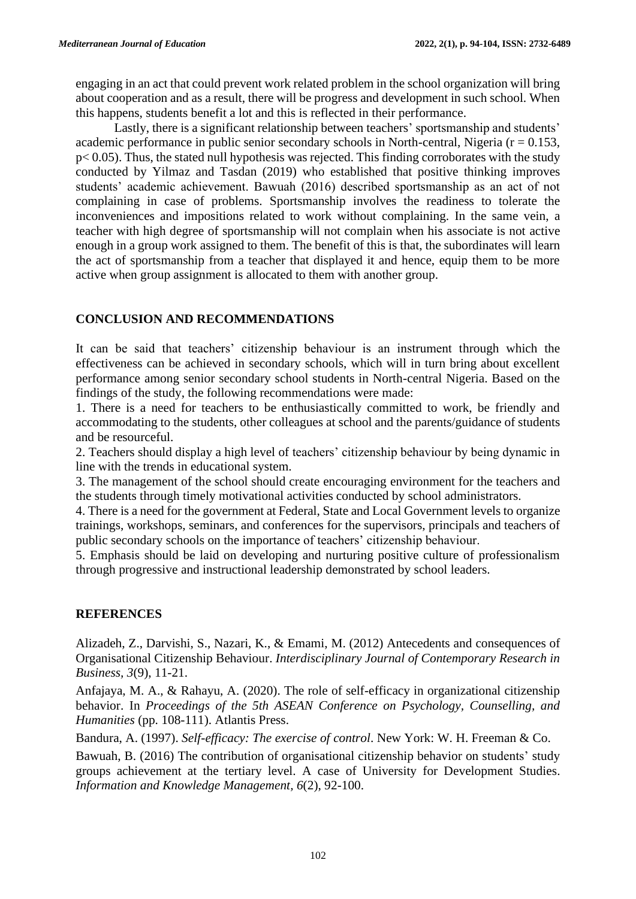engaging in an act that could prevent work related problem in the school organization will bring about cooperation and as a result, there will be progress and development in such school. When this happens, students benefit a lot and this is reflected in their performance.

Lastly, there is a significant relationship between teachers' sportsmanship and students' academic performance in public senior secondary schools in North-central, Nigeria ($r = 0.153$, $p < 0.05$). Thus, the stated null hypothesis was rejected. This finding corroborates with the study conducted by Yilmaz and Tasdan (2019) who established that positive thinking improves students' academic achievement. Bawuah (2016) described sportsmanship as an act of not complaining in case of problems. Sportsmanship involves the readiness to tolerate the inconveniences and impositions related to work without complaining. In the same vein, a teacher with high degree of sportsmanship will not complain when his associate is not active enough in a group work assigned to them. The benefit of this is that, the subordinates will learn the act of sportsmanship from a teacher that displayed it and hence, equip them to be more active when group assignment is allocated to them with another group.

## CONCLUSION AND RECOMMENDATIONS

It can be said that teachers' citizenship behaviour is an instrument through which the effectiveness can be achieved in secondary schools, which will in turn bring about excellent performance among senior secondary school students in North-central Nigeria. Based on the findings of the study, the following recommendations were made:

1. There is a need for teachers to be enthusiastically committed to work, be friendly and accommodating to the students, other colleagues at school and the parents/guidance of students and be resourceful.
2. Teachers should display a high level of teachers' citizenship behaviour by being dynamic in line with the trends in educational system.
3. The management of the school should create encouraging environment for the teachers and the students through timely motivational activities conducted by school administrators.
4. There is a need for the government at Federal, State and Local Government levels to organize trainings, workshops, seminars, and conferences for the supervisors, principals and teachers of public secondary schools on the importance of teachers' citizenship behaviour.
5. Emphasis should be laid on developing and nurturing positive culture of professionalism through progressive and instructional leadership demonstrated by school leaders.

## REFERENCES

Alizadeh, Z., Darvishi, S., Nazari, K., & Emami, M. (2012) Antecedents and consequences of Organisational Citizenship Behaviour. *Interdisciplinary Journal of Contemporary Research in Business, 3*(9), 11-21.

Anfajaya, M. A., & Rahayu, A. (2020). The role of self-efficacy in organizational citizenship behavior. In *Proceedings of the 5th ASEAN Conference on Psychology, Counselling, and Humanities* (pp. 108-111). Atlantis Press.

Bandura, A. (1997). *Self-efficacy: The exercise of control*. New York: W. H. Freeman & Co.

Bawuah, B. (2016) The contribution of organisational citizenship behavior on students' study groups achievement at the tertiary level. A case of University for Development Studies. *Information and Knowledge Management, 6*(2), 92-100.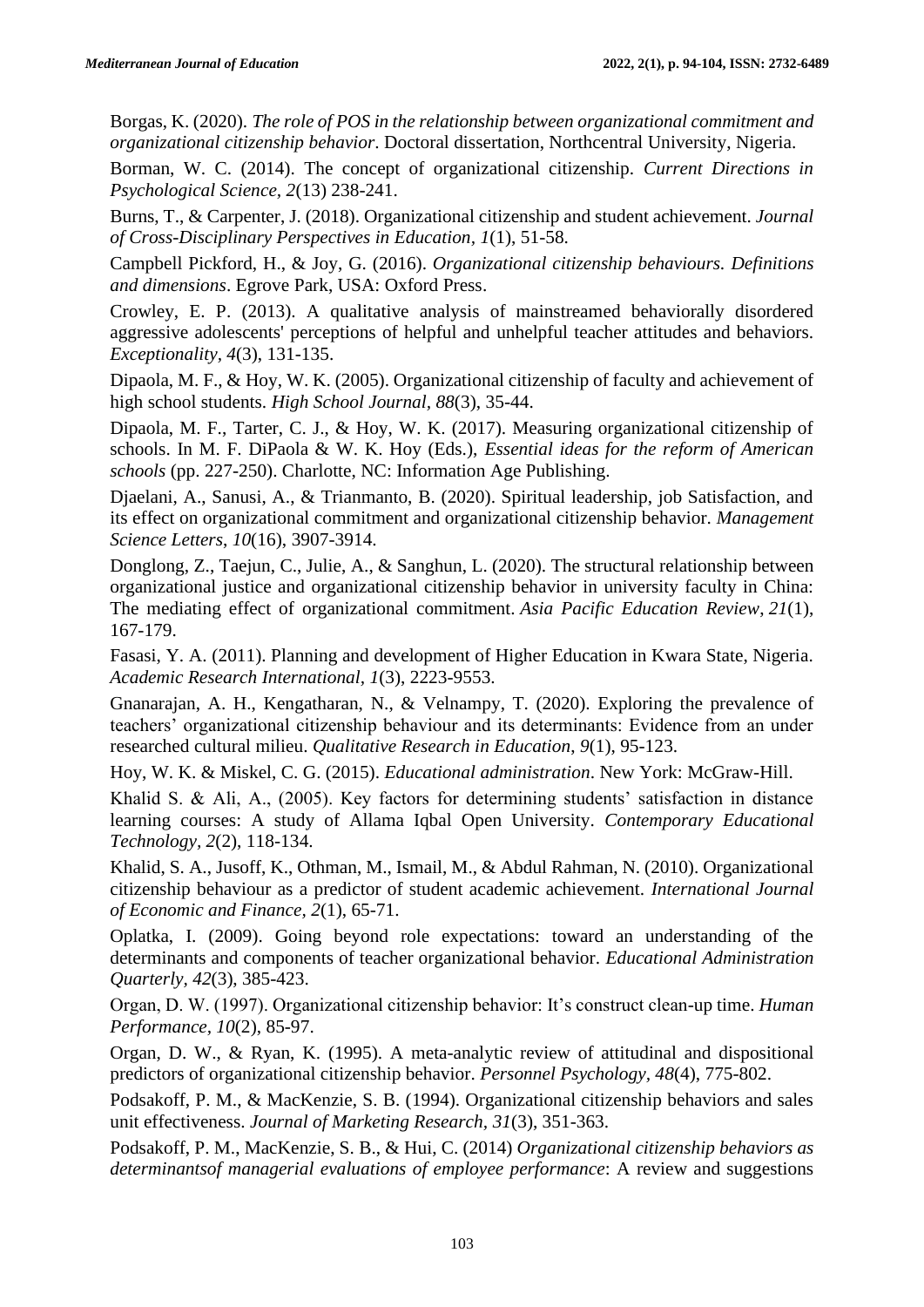Borgas, K. (2020). *The role of POS in the relationship between organizational commitment and organizational citizenship behavior*. Doctoral dissertation, Northcentral University, Nigeria.

Borman, W. C. (2014). The concept of organizational citizenship. *Current Directions in Psychological Science*, *2*(13) 238-241.

Burns, T., & Carpenter, J. (2018). Organizational citizenship and student achievement. *Journal of Cross-Disciplinary Perspectives in Education*, *1*(1), 51-58.

Campbell Pickford, H., & Joy, G. (2016). *Organizational citizenship behaviours. Definitions and dimensions*. Egrove Park, USA: Oxford Press.

Crowley, E. P. (2013). A qualitative analysis of mainstreamed behaviorally disordered aggressive adolescents' perceptions of helpful and unhelpful teacher attitudes and behaviors. *Exceptionality*, *4*(3), 131-135.

Dipaola, M. F., & Hoy, W. K. (2005). Organizational citizenship of faculty and achievement of high school students. *High School Journal*, *88*(3), 35-44.

Dipaola, M. F., Tarter, C. J., & Hoy, W. K. (2017). Measuring organizational citizenship of schools. In M. F. DiPaola & W. K. Hoy (Eds.), *Essential ideas for the reform of American schools* (pp. 227-250). Charlotte, NC: Information Age Publishing.

Djaelani, A., Sanusi, A., & Trianmanto, B. (2020). Spiritual leadership, job Satisfaction, and its effect on organizational commitment and organizational citizenship behavior. *Management Science Letters*, *10*(16), 3907-3914.

Donglong, Z., Taejun, C., Julie, A., & Sanghun, L. (2020). The structural relationship between organizational justice and organizational citizenship behavior in university faculty in China: The mediating effect of organizational commitment. *Asia Pacific Education Review*, *21*(1), 167-179.

Fasasi, Y. A. (2011). Planning and development of Higher Education in Kwara State, Nigeria. *Academic Research International*, *1*(3), 2223-9553.

Gnanarajan, A. H., Kengatharan, N., & Velnampy, T. (2020). Exploring the prevalence of teachers' organizational citizenship behaviour and its determinants: Evidence from an under researched cultural milieu. *Qualitative Research in Education*, *9*(1), 95-123.

Hoy, W. K. & Miskel, C. G. (2015). *Educational administration*. New York: McGraw-Hill.

Khalid S. & Ali, A., (2005). Key factors for determining students' satisfaction in distance learning courses: A study of Allama Iqbal Open University. *Contemporary Educational Technology*, *2*(2), 118-134.

Khalid, S. A., Jusoff, K., Othman, M., Ismail, M., & Abdul Rahman, N. (2010). Organizational citizenship behaviour as a predictor of student academic achievement. *International Journal of Economic and Finance*, *2*(1), 65-71.

Oplatka, I. (2009). Going beyond role expectations: toward an understanding of the determinants and components of teacher organizational behavior. *Educational Administration Quarterly*, *42*(3), 385-423.

Organ, D. W. (1997). Organizational citizenship behavior: It's construct clean-up time. *Human Performance*, *10*(2), 85-97.

Organ, D. W., & Ryan, K. (1995). A meta-analytic review of attitudinal and dispositional predictors of organizational citizenship behavior. *Personnel Psychology*, *48*(4), 775-802.

Podsakoff, P. M., & MacKenzie, S. B. (1994). Organizational citizenship behaviors and sales unit effectiveness. *Journal of Marketing Research*, *31*(3), 351-363.

Podsakoff, P. M., MacKenzie, S. B., & Hui, C. (2014) *Organizational citizenship behaviors as determinantsof managerial evaluations of employee performance*: A review and suggestions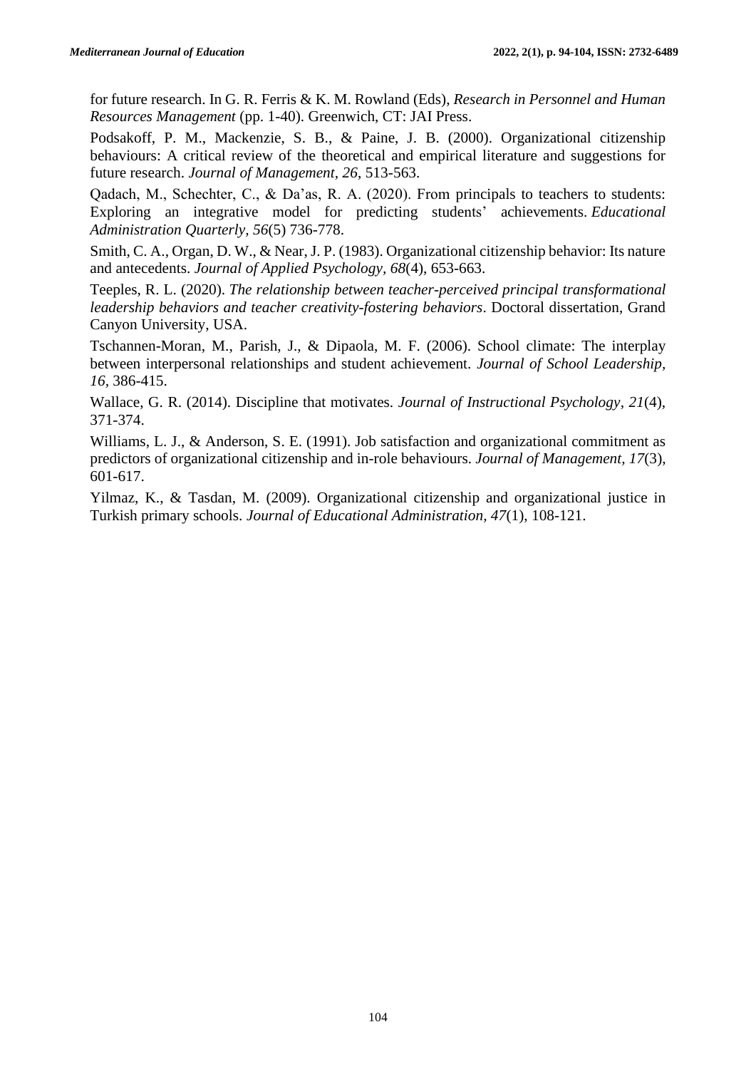for future research. In G. R. Ferris & K. M. Rowland (Eds), *Research in Personnel and Human Resources Management* (pp. 1-40). Greenwich, CT: JAI Press.

Podsakoff, P. M., Mackenzie, S. B., & Paine, J. B. (2000). Organizational citizenship behaviours: A critical review of the theoretical and empirical literature and suggestions for future research. *Journal of Management*, *26*, 513-563.

Qadach, M., Schechter, C., & Da'as, R. A. (2020). From principals to teachers to students: Exploring an integrative model for predicting students' achievements. *Educational Administration Quarterly*, *56*(5) 736-778.

Smith, C. A., Organ, D. W., & Near, J. P. (1983). Organizational citizenship behavior: Its nature and antecedents. *Journal of Applied Psychology, 68*(4), 653-663.

Teeples, R. L. (2020). *The relationship between teacher-perceived principal transformational leadership behaviors and teacher creativity-fostering behaviors*. Doctoral dissertation, Grand Canyon University, USA.

Tschannen-Moran, M., Parish, J., & Dipaola, M. F. (2006). School climate: The interplay between interpersonal relationships and student achievement. *Journal of School Leadership*, *16*, 386-415.

Wallace, G. R. (2014). Discipline that motivates. *Journal of Instructional Psychology*, *21*(4), 371-374.

Williams, L. J., & Anderson, S. E. (1991). Job satisfaction and organizational commitment as predictors of organizational citizenship and in-role behaviours. *Journal of Management, 17*(3), 601-617.

Yilmaz, K., & Tasdan, M. (2009). Organizational citizenship and organizational justice in Turkish primary schools. *Journal of Educational Administration, 47*(1), 108-121.